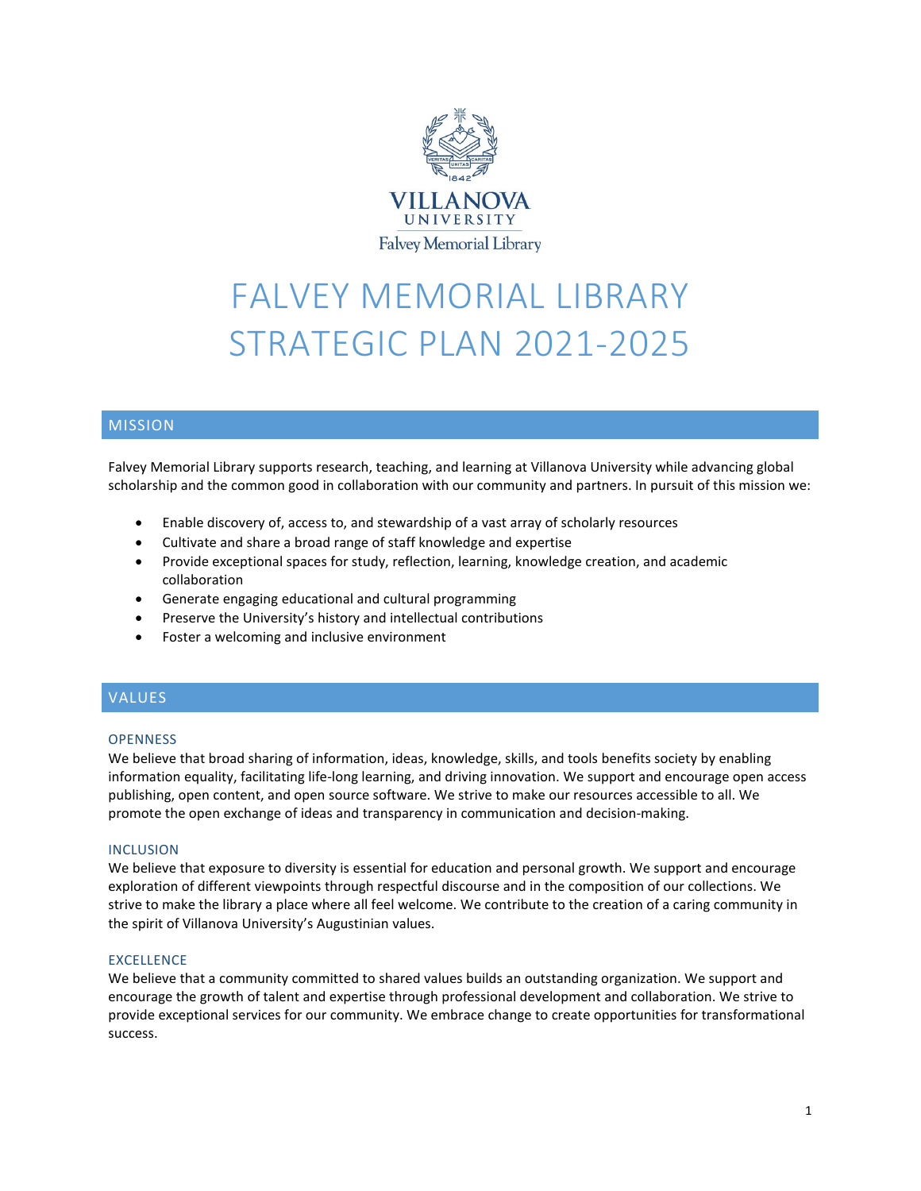# FALVEY MEMORIAL LIBRARY STRATEGIC PLAN 2021-2025

## MISSION

Falvey Memorial Library supports research, teaching, and learning at Villanova University while advancing global scholarship and the common good in collaboration with our community and partners. In pursuit of this mission we:

- Enable discovery of, access to, and stewardship of a vast array of scholarly resources
- Cultivate and share a broad range of staff knowledge and expertise
- Provide exceptional spaces for study, reflection, learning, knowledge creation, and academic collaboration
- Generate engaging educational and cultural programming
- Preserve the University's history and intellectual contributions
- Foster a welcoming and inclusive environment

## VALUES

### OPENNESS

We believe that broad sharing of information, ideas, knowledge, skills, and tools benefits society by enabling information equality, facilitating life-long learning, and driving innovation. We support and encourage open access publishing, open content, and open source software. We strive to make our resources accessible to all. We promote the open exchange of ideas and transparency in communication and decision-making.

### INCLUSION

We believe that exposure to diversity is essential for education and personal growth. We support and encourage exploration of different viewpoints through respectful discourse and in the composition of our collections. We strive to make the library a place where all feel welcome. We contribute to the creation of a caring community in the spirit of Villanova University's Augustinian values.

### EXCELLENCE

We believe that a community committed to shared values builds an outstanding organization. We support and encourage the growth of talent and expertise through professional development and collaboration. We strive to provide exceptional services for our community. We embrace change to create opportunities for transformational success.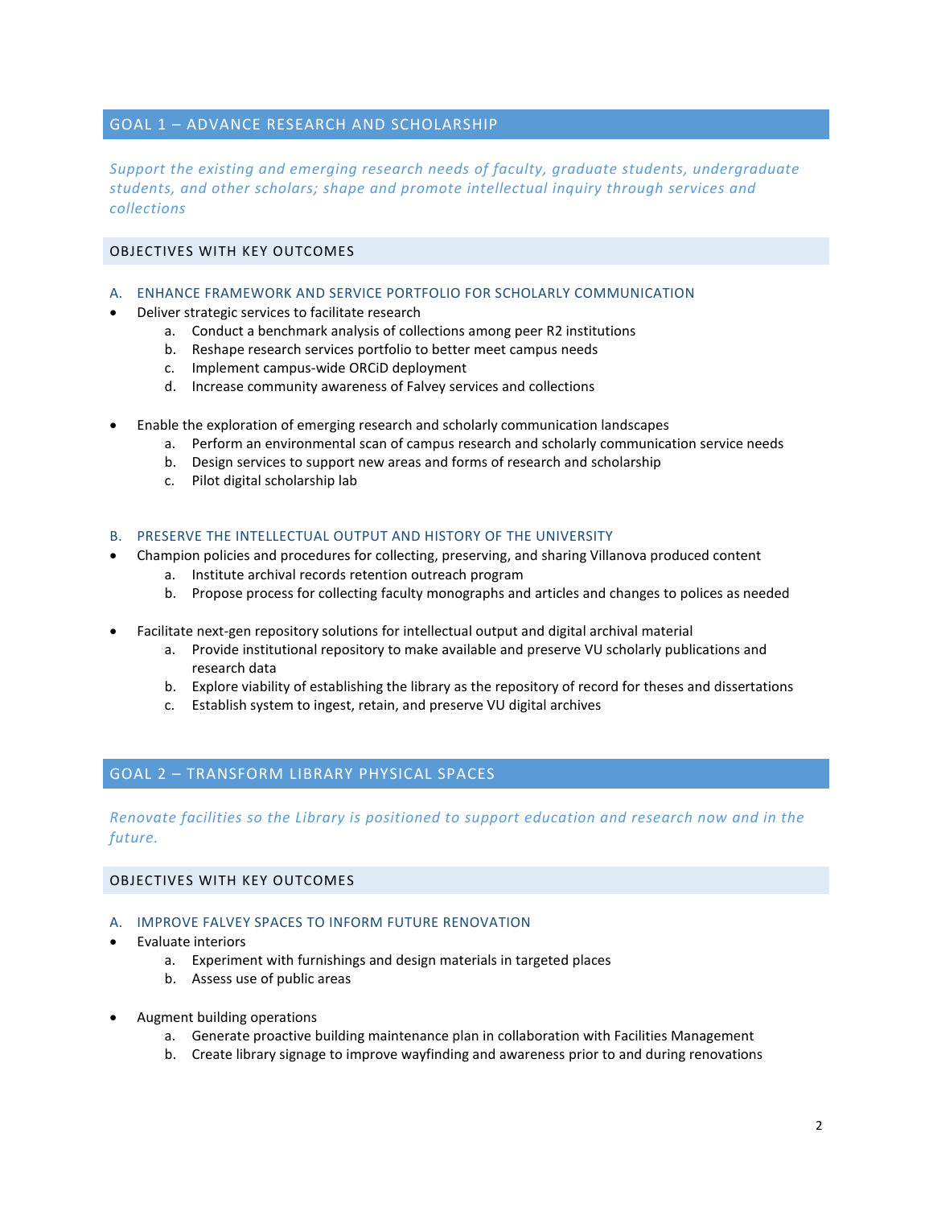## GOAL 1 – ADVANCE RESEARCH AND SCHOLARSHIP

*Support the existing and emerging research needs of faculty, graduate students, undergraduate students, and other scholars; shape and promote intellectual inquiry through services and collections*

### OBJECTIVES WITH KEY OUTCOMES

#### A. ENHANCE FRAMEWORK AND SERVICE PORTFOLIO FOR SCHOLARLY COMMUNICATION

- Deliver strategic services to facilitate research
    a. Conduct a benchmark analysis of collections among peer R2 institutions
    b. Reshape research services portfolio to better meet campus needs
    c. Implement campus-wide ORCiD deployment
    d. Increase community awareness of Falvey services and collections

- Enable the exploration of emerging research and scholarly communication landscapes
    a. Perform an environmental scan of campus research and scholarly communication service needs
    b. Design services to support new areas and forms of research and scholarship
    c. Pilot digital scholarship lab

#### B. PRESERVE THE INTELLECTUAL OUTPUT AND HISTORY OF THE UNIVERSITY

- Champion policies and procedures for collecting, preserving, and sharing Villanova produced content
    a. Institute archival records retention outreach program
    b. Propose process for collecting faculty monographs and articles and changes to polices as needed

- Facilitate next-gen repository solutions for intellectual output and digital archival material
    a. Provide institutional repository to make available and preserve VU scholarly publications and research data
    b. Explore viability of establishing the library as the repository of record for theses and dissertations
    c. Establish system to ingest, retain, and preserve VU digital archives

## GOAL 2 – TRANSFORM LIBRARY PHYSICAL SPACES

*Renovate facilities so the Library is positioned to support education and research now and in the future.*

### OBJECTIVES WITH KEY OUTCOMES

#### A. IMPROVE FALVEY SPACES TO INFORM FUTURE RENOVATION

- Evaluate interiors
    a. Experiment with furnishings and design materials in targeted places
    b. Assess use of public areas

- Augment building operations
    a. Generate proactive building maintenance plan in collaboration with Facilities Management
    b. Create library signage to improve wayfinding and awareness prior to and during renovations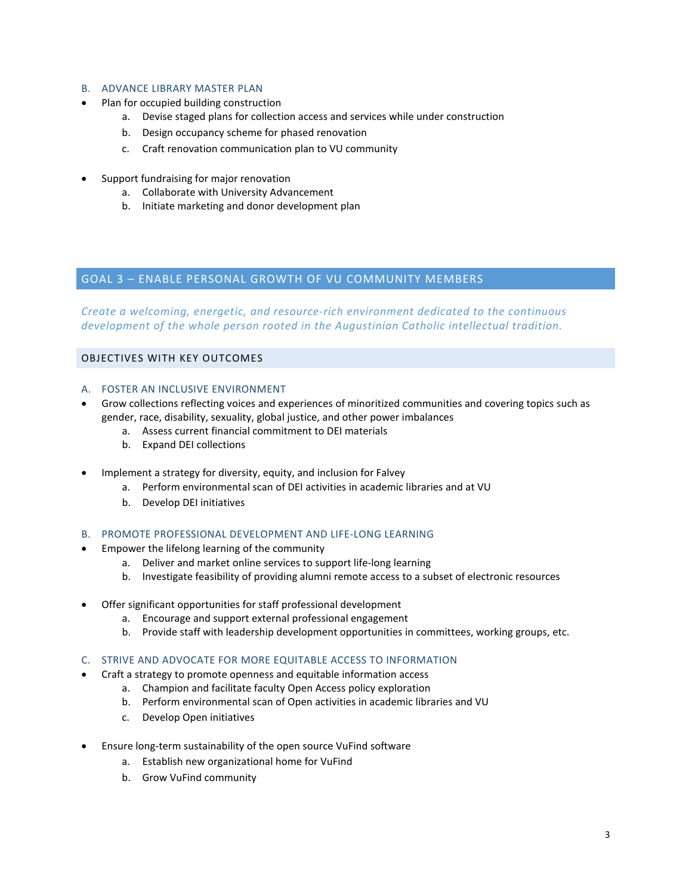### B. ADVANCE LIBRARY MASTER PLAN

- Plan for occupied building construction
    a. Devise staged plans for collection access and services while under construction
    b. Design occupancy scheme for phased renovation
    c. Craft renovation communication plan to VU community

- Support fundraising for major renovation
    a. Collaborate with University Advancement
    b. Initiate marketing and donor development plan

## GOAL 3 – ENABLE PERSONAL GROWTH OF VU COMMUNITY MEMBERS

*Create a welcoming, energetic, and resource-rich environment dedicated to the continuous development of the whole person rooted in the Augustinian Catholic intellectual tradition.*

### OBJECTIVES WITH KEY OUTCOMES

### A. FOSTER AN INCLUSIVE ENVIRONMENT

- Grow collections reflecting voices and experiences of minoritized communities and covering topics such as gender, race, disability, sexuality, global justice, and other power imbalances
    a. Assess current financial commitment to DEI materials
    b. Expand DEI collections

- Implement a strategy for diversity, equity, and inclusion for Falvey
    a. Perform environmental scan of DEI activities in academic libraries and at VU
    b. Develop DEI initiatives

### B. PROMOTE PROFESSIONAL DEVELOPMENT AND LIFE-LONG LEARNING

- Empower the lifelong learning of the community
    a. Deliver and market online services to support life-long learning
    b. Investigate feasibility of providing alumni remote access to a subset of electronic resources

- Offer significant opportunities for staff professional development
    a. Encourage and support external professional engagement
    b. Provide staff with leadership development opportunities in committees, working groups, etc.

### C. STRIVE AND ADVOCATE FOR MORE EQUITABLE ACCESS TO INFORMATION

- Craft a strategy to promote openness and equitable information access
    a. Champion and facilitate faculty Open Access policy exploration
    b. Perform environmental scan of Open activities in academic libraries and VU
    c. Develop Open initiatives

- Ensure long-term sustainability of the open source VuFind software
    a. Establish new organizational home for VuFind
    b. Grow VuFind community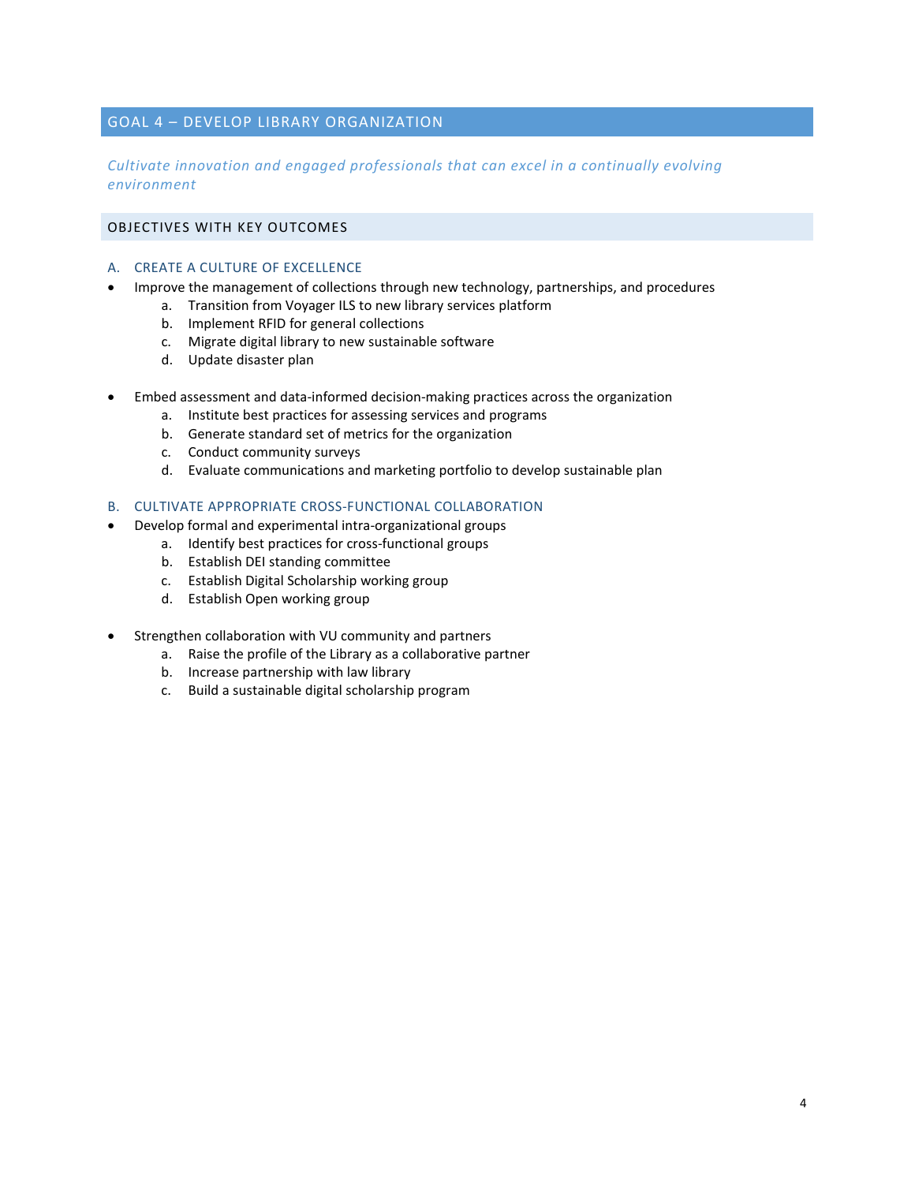## GOAL 4 – DEVELOP LIBRARY ORGANIZATION

*Cultivate innovation and engaged professionals that can excel in a continually evolving environment*

### OBJECTIVES WITH KEY OUTCOMES

#### A. CREATE A CULTURE OF EXCELLENCE

- Improve the management of collections through new technology, partnerships, and procedures
    a. Transition from Voyager ILS to new library services platform
    b. Implement RFID for general collections
    c. Migrate digital library to new sustainable software
    d. Update disaster plan

- Embed assessment and data-informed decision-making practices across the organization
    a. Institute best practices for assessing services and programs
    b. Generate standard set of metrics for the organization
    c. Conduct community surveys
    d. Evaluate communications and marketing portfolio to develop sustainable plan

#### B. CULTIVATE APPROPRIATE CROSS-FUNCTIONAL COLLABORATION

- Develop formal and experimental intra-organizational groups
    a. Identify best practices for cross-functional groups
    b. Establish DEI standing committee
    c. Establish Digital Scholarship working group
    d. Establish Open working group

- Strengthen collaboration with VU community and partners
    a. Raise the profile of the Library as a collaborative partner
    b. Increase partnership with law library
    c. Build a sustainable digital scholarship program